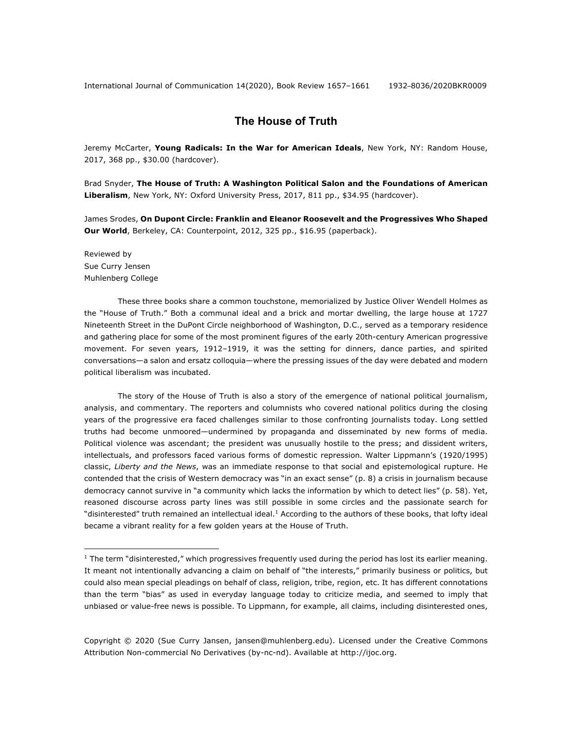# The House of Truth

Jeremy McCarter, **Young Radicals: In the War for American Ideals**, New York, NY: Random House, 2017, 368 pp., $30.00 (hardcover).

Brad Snyder, **The House of Truth: A Washington Political Salon and the Foundations of American Liberalism**, New York, NY: Oxford University Press, 2017, 811 pp., $34.95 (hardcover).

James Srodes, **On Dupont Circle: Franklin and Eleanor Roosevelt and the Progressives Who Shaped Our World**, Berkeley, CA: Counterpoint, 2012, 325 pp., $16.95 (paperback).

Reviewed by
Sue Curry Jensen
Muhlenberg College

These three books share a common touchstone, memorialized by Justice Oliver Wendell Holmes as the "House of Truth." Both a communal ideal and a brick and mortar dwelling, the large house at 1727 Nineteenth Street in the DuPont Circle neighborhood of Washington, D.C., served as a temporary residence and gathering place for some of the most prominent figures of the early 20th-century American progressive movement. For seven years, 1912–1919, it was the setting for dinners, dance parties, and spirited conversations—a salon and ersatz colloquia—where the pressing issues of the day were debated and modern political liberalism was incubated.

The story of the House of Truth is also a story of the emergence of national political journalism, analysis, and commentary. The reporters and columnists who covered national politics during the closing years of the progressive era faced challenges similar to those confronting journalists today. Long settled truths had become unmoored—undermined by propaganda and disseminated by new forms of media. Political violence was ascendant; the president was unusually hostile to the press; and dissident writers, intellectuals, and professors faced various forms of domestic repression. Walter Lippmann's (1920/1995) classic, *Liberty and the News*, was an immediate response to that social and epistemological rupture. He contended that the crisis of Western democracy was "in an exact sense" (p. 8) a crisis in journalism because democracy cannot survive in "a community which lacks the information by which to detect lies" (p. 58). Yet, reasoned discourse across party lines was still possible in some circles and the passionate search for "disinterested" truth remained an intellectual ideal.[1] According to the authors of these books, that lofty ideal became a vibrant reality for a few golden years at the House of Truth.

[1] The term "disinterested," which progressives frequently used during the period has lost its earlier meaning. It meant not intentionally advancing a claim on behalf of "the interests," primarily business or politics, but could also mean special pleadings on behalf of class, religion, tribe, region, etc. It has different connotations than the term "bias" as used in everyday language today to criticize media, and seemed to imply that unbiased or value-free news is possible. To Lippmann, for example, all claims, including disinterested ones,

Copyright © 2020 (Sue Curry Jansen, jansen@muhlenberg.edu). Licensed under the Creative Commons Attribution Non-commercial No Derivatives (by-nc-nd). Available at http://ijoc.org.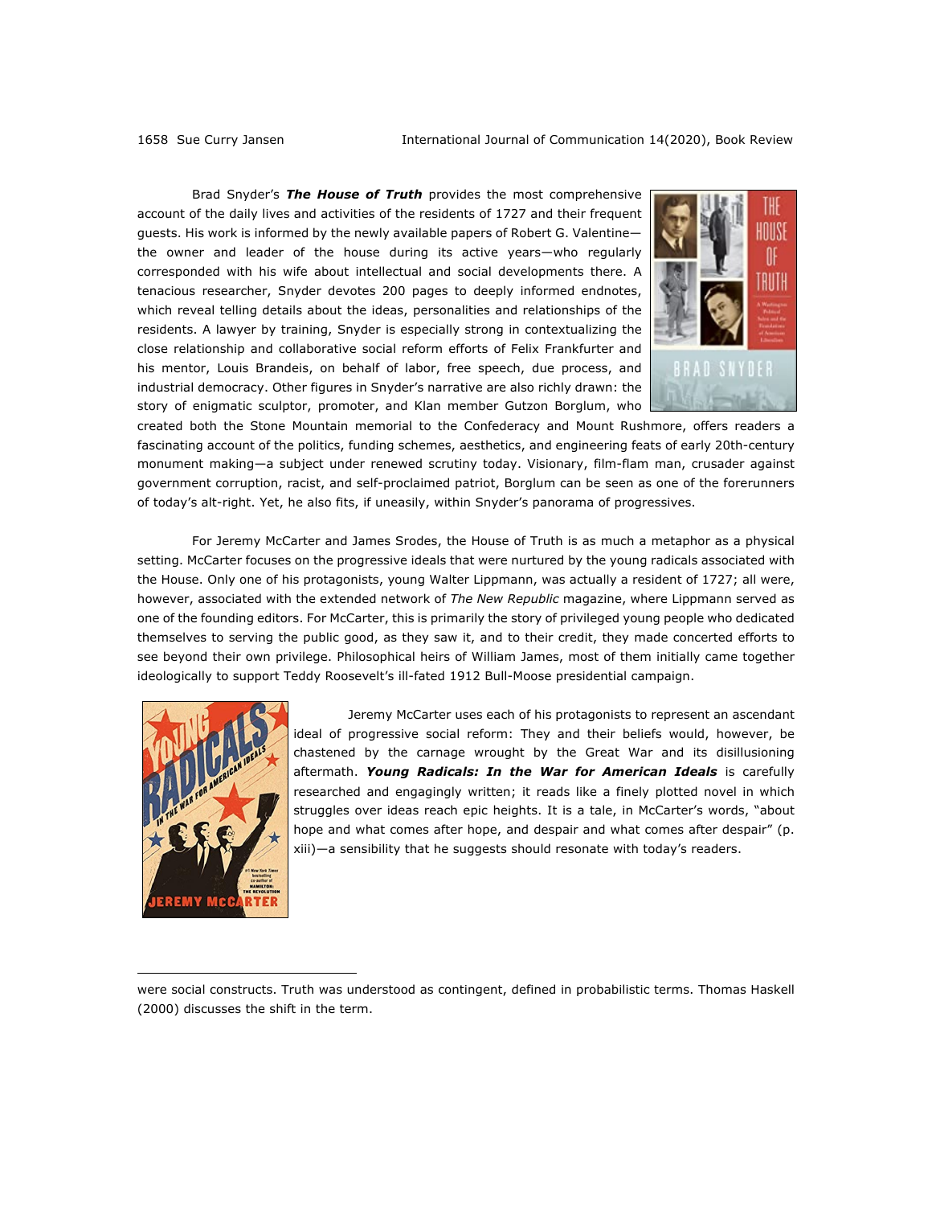Brad Snyder's ***The House of Truth*** provides the most comprehensive account of the daily lives and activities of the residents of 1727 and their frequent guests. His work is informed by the newly available papers of Robert G. Valentine—the owner and leader of the house during its active years—who regularly corresponded with his wife about intellectual and social developments there. A tenacious researcher, Snyder devotes 200 pages to deeply informed endnotes, which reveal telling details about the ideas, personalities and relationships of the residents. A lawyer by training, Snyder is especially strong in contextualizing the close relationship and collaborative social reform efforts of Felix Frankfurter and his mentor, Louis Brandeis, on behalf of labor, free speech, due process, and industrial democracy. Other figures in Snyder's narrative are also richly drawn: the story of enigmatic sculptor, promoter, and Klan member Gutzon Borglum, who created both the Stone Mountain memorial to the Confederacy and Mount Rushmore, offers readers a fascinating account of the politics, funding schemes, aesthetics, and engineering feats of early 20th-century monument making—a subject under renewed scrutiny today. Visionary, film-flam man, crusader against government corruption, racist, and self-proclaimed patriot, Borglum can be seen as one of the forerunners of today's alt-right. Yet, he also fits, if uneasily, within Snyder's panorama of progressives.

For Jeremy McCarter and James Srodes, the House of Truth is as much a metaphor as a physical setting. McCarter focuses on the progressive ideals that were nurtured by the young radicals associated with the House. Only one of his protagonists, young Walter Lippmann, was actually a resident of 1727; all were, however, associated with the extended network of *The New Republic* magazine, where Lippmann served as one of the founding editors. For McCarter, this is primarily the story of privileged young people who dedicated themselves to serving the public good, as they saw it, and to their credit, they made concerted efforts to see beyond their own privilege. Philosophical heirs of William James, most of them initially came together ideologically to support Teddy Roosevelt's ill-fated 1912 Bull-Moose presidential campaign.

Jeremy McCarter uses each of his protagonists to represent an ascendant ideal of progressive social reform: They and their beliefs would, however, be chastened by the carnage wrought by the Great War and its disillusioning aftermath. ***Young Radicals: In the War for American Ideals*** is carefully researched and engagingly written; it reads like a finely plotted novel in which struggles over ideas reach epic heights. It is a tale, in McCarter's words, "about hope and what comes after hope, and despair and what comes after despair" (p. xiii)—a sensibility that he suggests should resonate with today's readers.

---

were social constructs. Truth was understood as contingent, defined in probabilistic terms. Thomas Haskell (2000) discusses the shift in the term.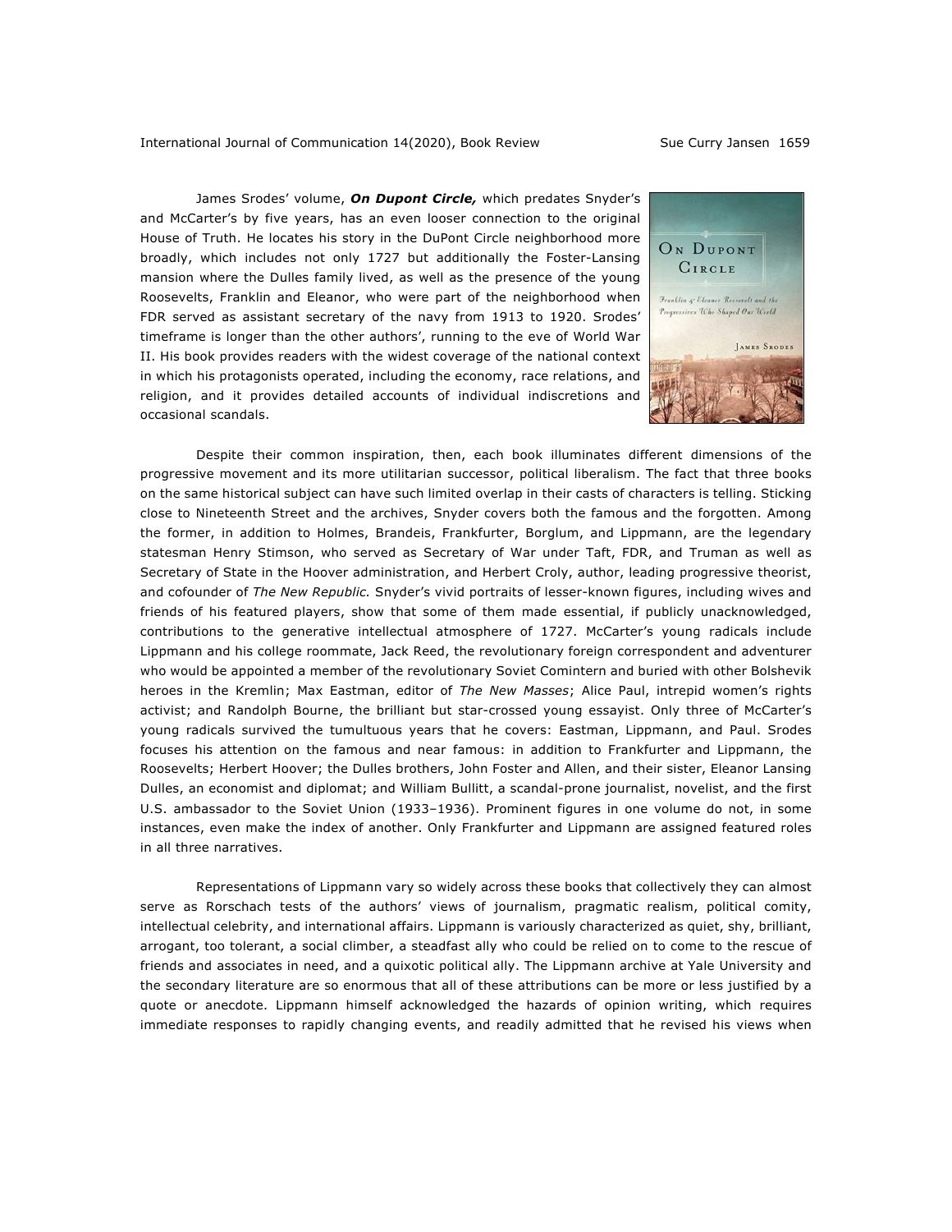James Srodes' volume, ***On Dupont Circle,*** which predates Snyder's and McCarter's by five years, has an even looser connection to the original House of Truth. He locates his story in the DuPont Circle neighborhood more broadly, which includes not only 1727 but additionally the Foster-Lansing mansion where the Dulles family lived, as well as the presence of the young Roosevelts, Franklin and Eleanor, who were part of the neighborhood when FDR served as assistant secretary of the navy from 1913 to 1920. Srodes' timeframe is longer than the other authors', running to the eve of World War II. His book provides readers with the widest coverage of the national context in which his protagonists operated, including the economy, race relations, and religion, and it provides detailed accounts of individual indiscretions and occasional scandals.

Despite their common inspiration, then, each book illuminates different dimensions of the progressive movement and its more utilitarian successor, political liberalism. The fact that three books on the same historical subject can have such limited overlap in their casts of characters is telling. Sticking close to Nineteenth Street and the archives, Snyder covers both the famous and the forgotten. Among the former, in addition to Holmes, Brandeis, Frankfurter, Borglum, and Lippmann, are the legendary statesman Henry Stimson, who served as Secretary of War under Taft, FDR, and Truman as well as Secretary of State in the Hoover administration, and Herbert Croly, author, leading progressive theorist, and cofounder of *The New Republic.* Snyder's vivid portraits of lesser-known figures, including wives and friends of his featured players, show that some of them made essential, if publicly unacknowledged, contributions to the generative intellectual atmosphere of 1727. McCarter's young radicals include Lippmann and his college roommate, Jack Reed, the revolutionary foreign correspondent and adventurer who would be appointed a member of the revolutionary Soviet Comintern and buried with other Bolshevik heroes in the Kremlin; Max Eastman, editor of *The New Masses*; Alice Paul, intrepid women's rights activist; and Randolph Bourne, the brilliant but star-crossed young essayist. Only three of McCarter's young radicals survived the tumultuous years that he covers: Eastman, Lippmann, and Paul. Srodes focuses his attention on the famous and near famous: in addition to Frankfurter and Lippmann, the Roosevelts; Herbert Hoover; the Dulles brothers, John Foster and Allen, and their sister, Eleanor Lansing Dulles, an economist and diplomat; and William Bullitt, a scandal-prone journalist, novelist, and the first U.S. ambassador to the Soviet Union (1933–1936). Prominent figures in one volume do not, in some instances, even make the index of another. Only Frankfurter and Lippmann are assigned featured roles in all three narratives.

Representations of Lippmann vary so widely across these books that collectively they can almost serve as Rorschach tests of the authors' views of journalism, pragmatic realism, political comity, intellectual celebrity, and international affairs. Lippmann is variously characterized as quiet, shy, brilliant, arrogant, too tolerant, a social climber, a steadfast ally who could be relied on to come to the rescue of friends and associates in need, and a quixotic political ally. The Lippmann archive at Yale University and the secondary literature are so enormous that all of these attributions can be more or less justified by a quote or anecdote. Lippmann himself acknowledged the hazards of opinion writing, which requires immediate responses to rapidly changing events, and readily admitted that he revised his views when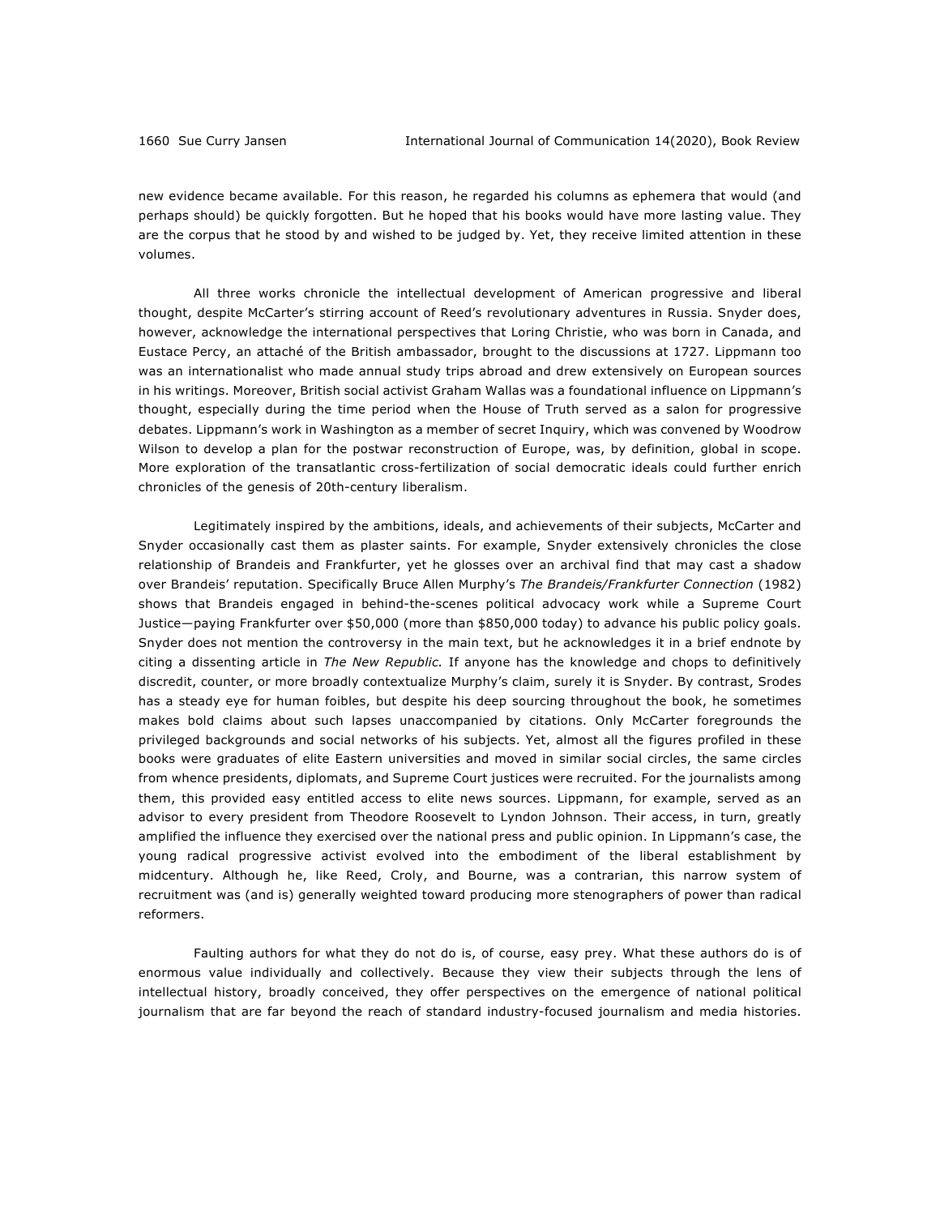new evidence became available. For this reason, he regarded his columns as ephemera that would (and perhaps should) be quickly forgotten. But he hoped that his books would have more lasting value. They are the corpus that he stood by and wished to be judged by. Yet, they receive limited attention in these volumes.

All three works chronicle the intellectual development of American progressive and liberal thought, despite McCarter's stirring account of Reed's revolutionary adventures in Russia. Snyder does, however, acknowledge the international perspectives that Loring Christie, who was born in Canada, and Eustace Percy, an attaché of the British ambassador, brought to the discussions at 1727. Lippmann too was an internationalist who made annual study trips abroad and drew extensively on European sources in his writings. Moreover, British social activist Graham Wallas was a foundational influence on Lippmann's thought, especially during the time period when the House of Truth served as a salon for progressive debates. Lippmann's work in Washington as a member of secret Inquiry, which was convened by Woodrow Wilson to develop a plan for the postwar reconstruction of Europe, was, by definition, global in scope. More exploration of the transatlantic cross-fertilization of social democratic ideals could further enrich chronicles of the genesis of 20th-century liberalism.

Legitimately inspired by the ambitions, ideals, and achievements of their subjects, McCarter and Snyder occasionally cast them as plaster saints. For example, Snyder extensively chronicles the close relationship of Brandeis and Frankfurter, yet he glosses over an archival find that may cast a shadow over Brandeis' reputation. Specifically Bruce Allen Murphy's *The Brandeis/Frankfurter Connection* (1982) shows that Brandeis engaged in behind-the-scenes political advocacy work while a Supreme Court Justice—paying Frankfurter over $50,000 (more than $850,000 today) to advance his public policy goals. Snyder does not mention the controversy in the main text, but he acknowledges it in a brief endnote by citing a dissenting article in *The New Republic.* If anyone has the knowledge and chops to definitively discredit, counter, or more broadly contextualize Murphy's claim, surely it is Snyder. By contrast, Srodes has a steady eye for human foibles, but despite his deep sourcing throughout the book, he sometimes makes bold claims about such lapses unaccompanied by citations. Only McCarter foregrounds the privileged backgrounds and social networks of his subjects. Yet, almost all the figures profiled in these books were graduates of elite Eastern universities and moved in similar social circles, the same circles from whence presidents, diplomats, and Supreme Court justices were recruited. For the journalists among them, this provided easy entitled access to elite news sources. Lippmann, for example, served as an advisor to every president from Theodore Roosevelt to Lyndon Johnson. Their access, in turn, greatly amplified the influence they exercised over the national press and public opinion. In Lippmann's case, the young radical progressive activist evolved into the embodiment of the liberal establishment by midcentury. Although he, like Reed, Croly, and Bourne, was a contrarian, this narrow system of recruitment was (and is) generally weighted toward producing more stenographers of power than radical reformers.

Faulting authors for what they do not do is, of course, easy prey. What these authors do is of enormous value individually and collectively. Because they view their subjects through the lens of intellectual history, broadly conceived, they offer perspectives on the emergence of national political journalism that are far beyond the reach of standard industry-focused journalism and media histories.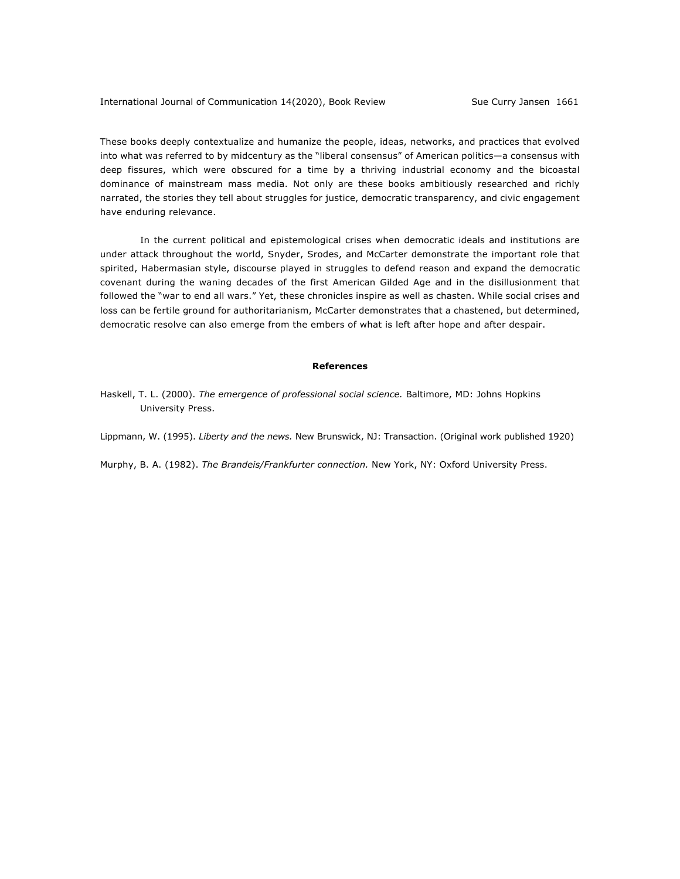These books deeply contextualize and humanize the people, ideas, networks, and practices that evolved into what was referred to by midcentury as the "liberal consensus" of American politics—a consensus with deep fissures, which were obscured for a time by a thriving industrial economy and the bicoastal dominance of mainstream mass media. Not only are these books ambitiously researched and richly narrated, the stories they tell about struggles for justice, democratic transparency, and civic engagement have enduring relevance.

In the current political and epistemological crises when democratic ideals and institutions are under attack throughout the world, Snyder, Srodes, and McCarter demonstrate the important role that spirited, Habermasian style, discourse played in struggles to defend reason and expand the democratic covenant during the waning decades of the first American Gilded Age and in the disillusionment that followed the "war to end all wars." Yet, these chronicles inspire as well as chasten. While social crises and loss can be fertile ground for authoritarianism, McCarter demonstrates that a chastened, but determined, democratic resolve can also emerge from the embers of what is left after hope and after despair.

## References

Haskell, T. L. (2000). *The emergence of professional social science.* Baltimore, MD: Johns Hopkins University Press.

Lippmann, W. (1995). *Liberty and the news.* New Brunswick, NJ: Transaction. (Original work published 1920)

Murphy, B. A. (1982). *The Brandeis/Frankfurter connection.* New York, NY: Oxford University Press.